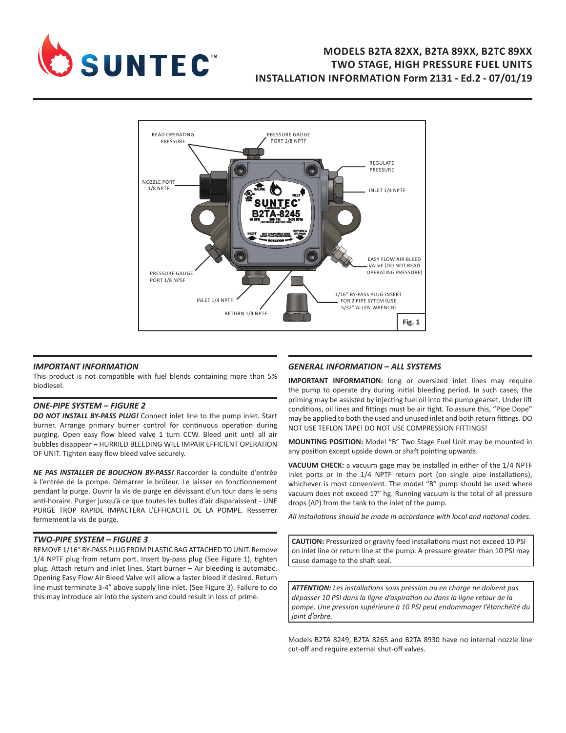# MODELS B2TA 82XX, B2TA 89XX, B2TC 89XX TWO STAGE, HIGH PRESSURE FUEL UNITS INSTALLATION INFORMATION Form 2131 - Ed.2 - 07/01/19

READ OPERATING PRESSURE

PRESSURE GAUGE PORT 1/8 NPTF

REGULATE PRESSURE

NOZZLE PORT 1/8 NPTF

INLET 1/4 NPTF

EASY FLOW AIR BLEED VALVE (DO NOT READ OPERATING PRESSURE)

PRESSURE GAUGE PORT 1/8 NPSF

1/16" BY-PASS PLUG INSERT FOR 2 PIPE SYTEM (USE 5/32" ALLEN WRENCH)

INLET 1/4 NPTF

RETURN 1/4 NPTF

**Fig. 1**

### *IMPORTANT INFORMATION*

This product is not compatible with fuel blends containing more than 5% biodiesel.

### *ONE-PIPE SYSTEM – FIGURE 2*

***DO NOT INSTALL BY-PASS PLUG!*** Connect inlet line to the pump inlet. Start burner. Arrange primary burner control for continuous operation during purging. Open easy flow bleed valve 1 turn CCW. Bleed unit until all air bubbles disappear – HURRIED BLEEDING WILL IMPAIR EFFICIENT OPERATION OF UNIT. Tighten easy flow bleed valve securely.

***NE PAS INSTALLER DE BOUCHON BY-PASS!*** Raccorder la conduite d'entrée à l'entrée de la pompe. Démarrer le brûleur. Le laisser en fonctionnement pendant la purge. Ouvrir la vis de purge en dévissant d'un tour dans le sens anti-horaire. Purger jusqu'à ce que toutes les bulles d'air disparaissent - UNE PURGE TROP RAPIDE IMPACTERA L'EFFICACITE DE LA POMPE. Resserrer fermement la vis de purge.

### *TWO-PIPE SYSTEM – FIGURE 3*

REMOVE 1/16" BY-PASS PLUG FROM PLASTIC BAG ATTACHED TO UNIT. Remove 1/4 NPTF plug from return port. Insert by-pass plug (See Figure 1), tighten plug. Attach return and inlet lines. Start burner – Air bleeding is automatic. Opening Easy Flow Air Bleed Valve will allow a faster bleed if desired. Return line must terminate 3-4" above supply line inlet. (See Figure 3). Failure to do this may introduce air into the system and could result in loss of prime.

### *GENERAL INFORMATION – ALL SYSTEMS*

**IMPORTANT INFORMATION:** long or oversized inlet lines may require the pump to operate dry during initial bleeding period. In such cases, the priming may be assisted by injecting fuel oil into the pump gearset. Under lift conditions, oil lines and fittings must be air tight. To assure this, "Pipe Dope" may be applied to both the used and unused inlet and both return fittings. DO NOT USE TEFLON TAPE! DO NOT USE COMPRESSION FITTINGS!

**MOUNTING POSITION:** Model "B" Two Stage Fuel Unit may be mounted in any position except upside down or shaft pointing upwards.

**VACUUM CHECK:** a vacuum gage may be installed in either of the 1/4 NPTF inlet ports or in the 1/4 NPTF return port (on single pipe installations), whichever is most convenient. The model "B" pump should be used where vacuum does not exceed 17" hg. Running vacuum is the total of all pressure drops ($\Delta P$) from the tank to the inlet of the pump.

*All installations should be made in accordance with local and national codes.*

**CAUTION:** Pressurized or gravity feed installations must not exceed 10 PSI on inlet line or return line at the pump. A pressure greater than 10 PSI may cause damage to the shaft seal.

***ATTENTION:*** *Les installations sous pression ou en charge ne doivent pas dépasser 10 PSI dans la ligne d'aspiration ou dans la ligne retour de la pompe. Une pression supérieure à 10 PSI peut endommager l'étanchéité du joint d'arbre.*

Models B2TA 8249, B2TA 8265 and B2TA 8930 have no internal nozzle line cut-off and require external shut-off valves.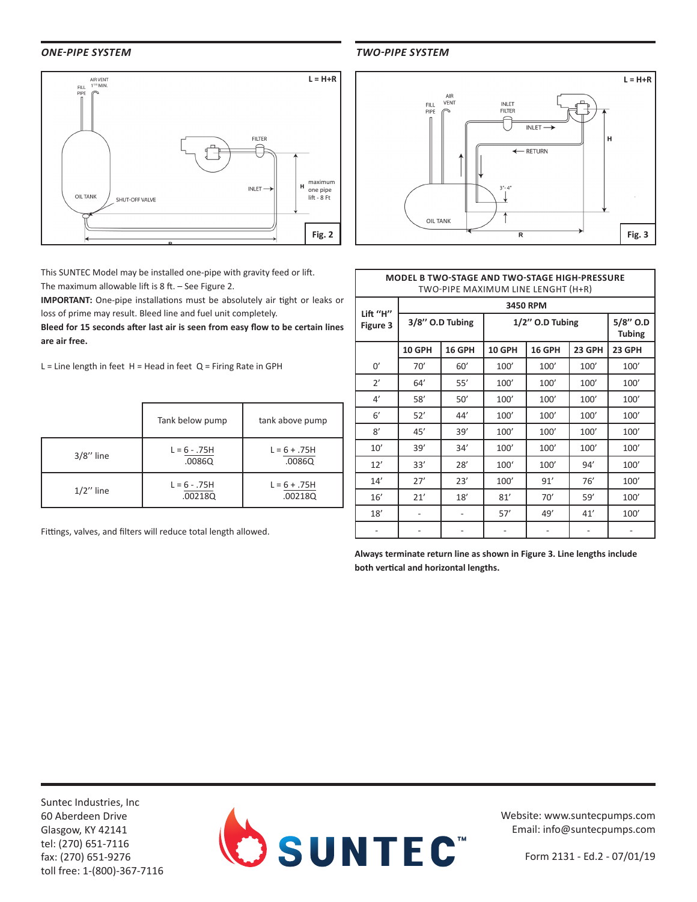## ONE-PIPE SYSTEM

L = H+R

AIR VENT
FILL PIPE
FILTER
INLET
H
maximum one pipe lift - 8 Ft
OIL TANK
SHUT-OFF VALVE
R

Fig. 2

This SUNTEC Model may be installed one-pipe with gravity feed or lift. The maximum allowable lift is 8 ft. – See Figure 2.

**IMPORTANT:** One-pipe installations must be absolutely air tight or leaks or loss of prime may result. Bleed line and fuel unit completely.

**Bleed for 15 seconds after last air is seen from easy flow to be certain lines are air free.**

L = Line length in feet H = Head in feet Q = Firing Rate in GPH

| | Tank below pump | tank above pump |
|---|---|---|
| 3/8'' line | $L = \frac{6 - .75H}{.0086Q}$ | $L = \frac{6 + .75H}{.0086Q}$ |
| 1/2'' line | $L = \frac{6 - .75H}{.00218Q}$ | $L = \frac{6 + .75H}{.00218Q}$ |

Fittings, valves, and filters will reduce total length allowed.

## TWO-PIPE SYSTEM

L = H+R

AIR VENT
FILL PIPE
INLET FILTER
INLET
RETURN
3"- 4"
H
OIL TANK
R

Fig. 3

| MODEL B TWO-STAGE AND TWO-STAGE HIGH-PRESSURE TWO-PIPE MAXIMUM LINE LENGHT (H+R) | | | | | | |
|---|---|---|---|---|---|---|
| Lift "H" Figure 3 | 3450 RPM | | | | | |
| | 3/8'' O.D Tubing | | 1/2'' O.D Tubing | | | 5/8'' O.D Tubing |
| | 10 GPH | 16 GPH | 10 GPH | 16 GPH | 23 GPH | 23 GPH |
| 0' | 70' | 60' | 100' | 100' | 100' | 100' |
| 2' | 64' | 55' | 100' | 100' | 100' | 100' |
| 4' | 58' | 50' | 100' | 100' | 100' | 100' |
| 6' | 52' | 44' | 100' | 100' | 100' | 100' |
| 8' | 45' | 39' | 100' | 100' | 100' | 100' |
| 10' | 39' | 34' | 100' | 100' | 100' | 100' |
| 12' | 33' | 28' | 100' | 100' | 94' | 100' |
| 14' | 27' | 23' | 100' | 91' | 76' | 100' |
| 16' | 21' | 18' | 81' | 70' | 59' | 100' |
| 18' | - | - | 57' | 49' | 41' | 100' |
| - | - | - | - | - | - | - |

**Always terminate return line as shown in Figure 3. Line lengths include both vertical and horizontal lengths.**

Suntec Industries, Inc
60 Aberdeen Drive
Glasgow, KY 42141
tel: (270) 651-7116
fax: (270) 651-9276
toll free: 1-(800)-367-7116

SUNTEC™

Website: www.suntecpumps.com
Email: info@suntecpumps.com

Form 2131 - Ed.2 - 07/01/19